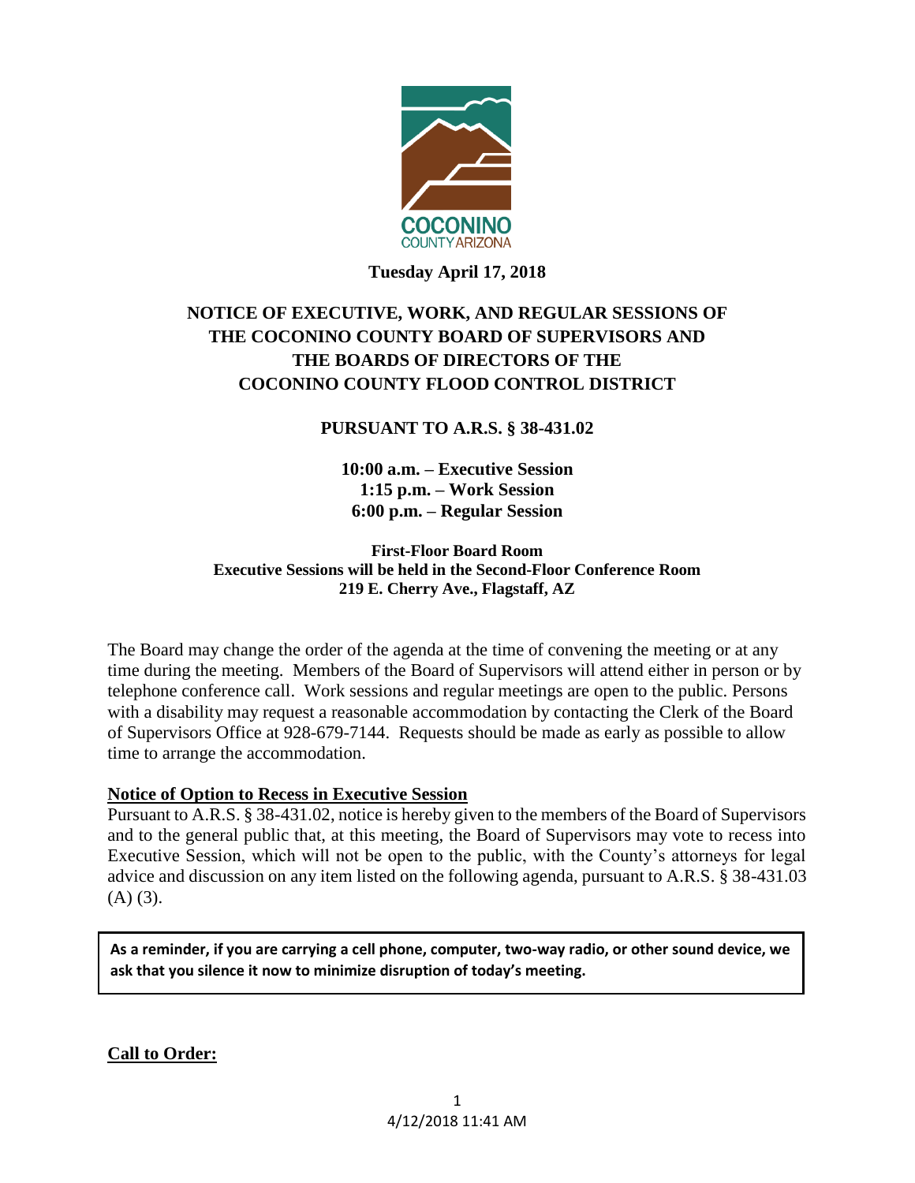**Tuesday April 17, 2018**

# NOTICE OF EXECUTIVE, WORK, AND REGULAR SESSIONS OF THE COCONINO COUNTY BOARD OF SUPERVISORS AND THE BOARDS OF DIRECTORS OF THE COCONINO COUNTY FLOOD CONTROL DISTRICT

**PURSUANT TO A.R.S. § 38-431.02**

**10:00 a.m. – Executive Session**
**1:15 p.m. – Work Session**
**6:00 p.m. – Regular Session**

**First-Floor Board Room**
**Executive Sessions will be held in the Second-Floor Conference Room**
**219 E. Cherry Ave., Flagstaff, AZ**

The Board may change the order of the agenda at the time of convening the meeting or at any time during the meeting. Members of the Board of Supervisors will attend either in person or by telephone conference call. Work sessions and regular meetings are open to the public. Persons with a disability may request a reasonable accommodation by contacting the Clerk of the Board of Supervisors Office at 928-679-7144. Requests should be made as early as possible to allow time to arrange the accommodation.

**Notice of Option to Recess in Executive Session**

Pursuant to A.R.S. § 38-431.02, notice is hereby given to the members of the Board of Supervisors and to the general public that, at this meeting, the Board of Supervisors may vote to recess into Executive Session, which will not be open to the public, with the County's attorneys for legal advice and discussion on any item listed on the following agenda, pursuant to A.R.S. § 38-431.03 (A) (3).

**As a reminder, if you are carrying a cell phone, computer, two-way radio, or other sound device, we ask that you silence it now to minimize disruption of today's meeting.**

**Call to Order:**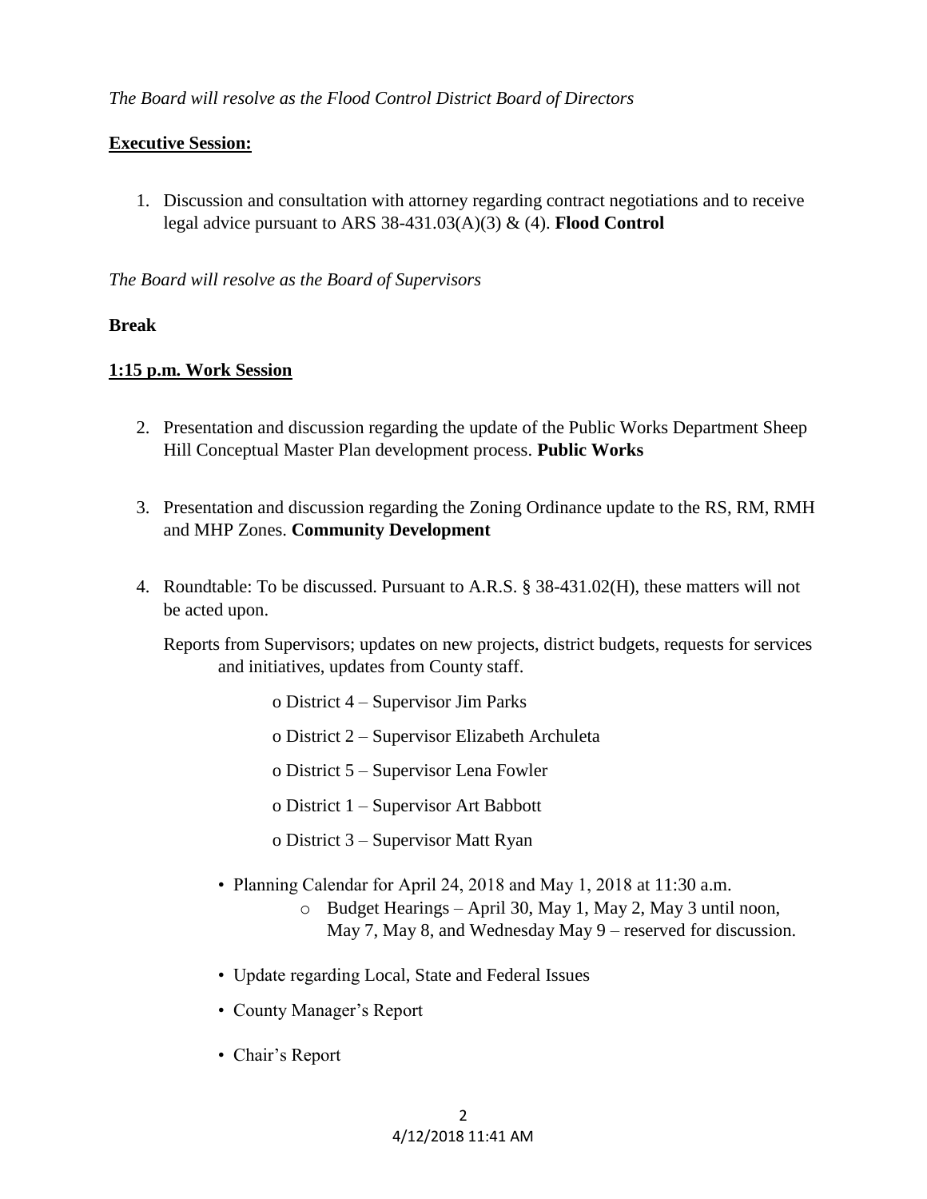*The Board will resolve as the Flood Control District Board of Directors*

**Executive Session:**

1. Discussion and consultation with attorney regarding contract negotiations and to receive legal advice pursuant to ARS 38-431.03(A)(3) & (4). **Flood Control**

*The Board will resolve as the Board of Supervisors*

**Break**

**1:15 p.m. Work Session**

2. Presentation and discussion regarding the update of the Public Works Department Sheep Hill Conceptual Master Plan development process. **Public Works**

3. Presentation and discussion regarding the Zoning Ordinance update to the RS, RM, RMH and MHP Zones. **Community Development**

4. Roundtable: To be discussed. Pursuant to A.R.S. § 38-431.02(H), these matters will not be acted upon.

   Reports from Supervisors; updates on new projects, district budgets, requests for services and initiatives, updates from County staff.

   - District 4 – Supervisor Jim Parks
   - District 2 – Supervisor Elizabeth Archuleta
   - District 5 – Supervisor Lena Fowler
   - District 1 – Supervisor Art Babbott
   - District 3 – Supervisor Matt Ryan

   - Planning Calendar for April 24, 2018 and May 1, 2018 at 11:30 a.m.
     - Budget Hearings – April 30, May 1, May 2, May 3 until noon, May 7, May 8, and Wednesday May 9 – reserved for discussion.
   - Update regarding Local, State and Federal Issues
   - County Manager's Report
   - Chair's Report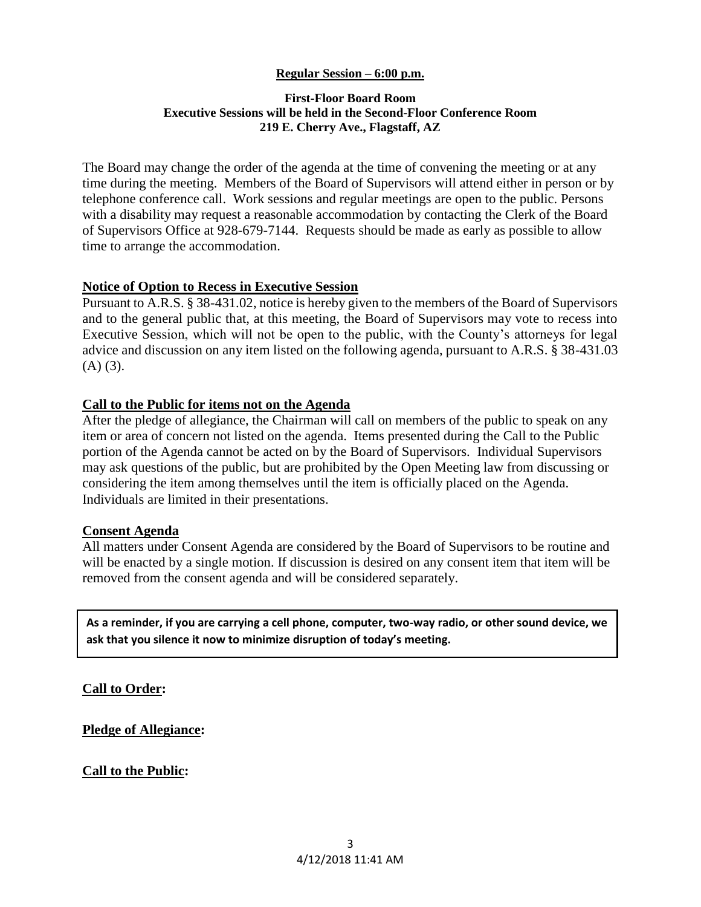**Regular Session – 6:00 p.m.**

**First-Floor Board Room**
**Executive Sessions will be held in the Second-Floor Conference Room**
**219 E. Cherry Ave., Flagstaff, AZ**

The Board may change the order of the agenda at the time of convening the meeting or at any time during the meeting. Members of the Board of Supervisors will attend either in person or by telephone conference call. Work sessions and regular meetings are open to the public. Persons with a disability may request a reasonable accommodation by contacting the Clerk of the Board of Supervisors Office at 928-679-7144. Requests should be made as early as possible to allow time to arrange the accommodation.

**Notice of Option to Recess in Executive Session**

Pursuant to A.R.S. § 38-431.02, notice is hereby given to the members of the Board of Supervisors and to the general public that, at this meeting, the Board of Supervisors may vote to recess into Executive Session, which will not be open to the public, with the County's attorneys for legal advice and discussion on any item listed on the following agenda, pursuant to A.R.S. § 38-431.03 (A) (3).

**Call to the Public for items not on the Agenda**

After the pledge of allegiance, the Chairman will call on members of the public to speak on any item or area of concern not listed on the agenda. Items presented during the Call to the Public portion of the Agenda cannot be acted on by the Board of Supervisors. Individual Supervisors may ask questions of the public, but are prohibited by the Open Meeting law from discussing or considering the item among themselves until the item is officially placed on the Agenda. Individuals are limited in their presentations.

**Consent Agenda**

All matters under Consent Agenda are considered by the Board of Supervisors to be routine and will be enacted by a single motion. If discussion is desired on any consent item that item will be removed from the consent agenda and will be considered separately.

**As a reminder, if you are carrying a cell phone, computer, two-way radio, or other sound device, we ask that you silence it now to minimize disruption of today's meeting.**

**Call to Order:**

**Pledge of Allegiance:**

**Call to the Public:**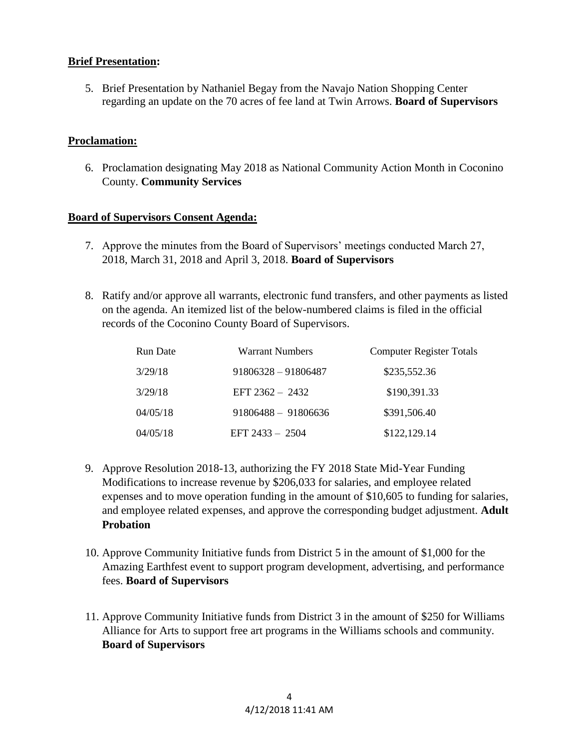**Brief Presentation:**

5. Brief Presentation by Nathaniel Begay from the Navajo Nation Shopping Center regarding an update on the 70 acres of fee land at Twin Arrows. **Board of Supervisors**

**Proclamation:**

6. Proclamation designating May 2018 as National Community Action Month in Coconino County. **Community Services**

**Board of Supervisors Consent Agenda:**

7. Approve the minutes from the Board of Supervisors' meetings conducted March 27, 2018, March 31, 2018 and April 3, 2018. **Board of Supervisors**

8. Ratify and/or approve all warrants, electronic fund transfers, and other payments as listed on the agenda. An itemized list of the below-numbered claims is filed in the official records of the Coconino County Board of Supervisors.

| Run Date | Warrant Numbers | Computer Register Totals |
| --- | --- | --- |
| 3/29/18 | 91806328 – 91806487 | $235,552.36 |
| 3/29/18 | EFT 2362 – 2432 | $190,391.33 |
| 04/05/18 | 91806488 – 91806636 | $391,506.40 |
| 04/05/18 | EFT 2433 – 2504 | $122,129.14 |

9. Approve Resolution 2018-13, authorizing the FY 2018 State Mid-Year Funding Modifications to increase revenue by $206,033 for salaries, and employee related expenses and to move operation funding in the amount of $10,605 to funding for salaries, and employee related expenses, and approve the corresponding budget adjustment. **Adult Probation**

10. Approve Community Initiative funds from District 5 in the amount of $1,000 for the Amazing Earthfest event to support program development, advertising, and performance fees. **Board of Supervisors**

11. Approve Community Initiative funds from District 3 in the amount of $250 for Williams Alliance for Arts to support free art programs in the Williams schools and community. **Board of Supervisors**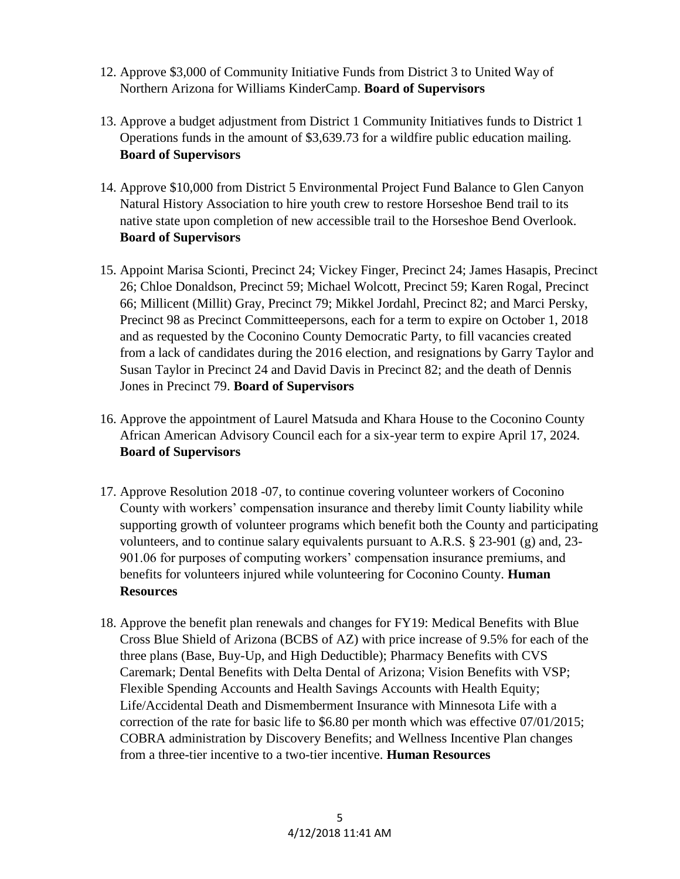12. Approve $3,000 of Community Initiative Funds from District 3 to United Way of Northern Arizona for Williams KinderCamp. **Board of Supervisors**

13. Approve a budget adjustment from District 1 Community Initiatives funds to District 1 Operations funds in the amount of $3,639.73 for a wildfire public education mailing. **Board of Supervisors**

14. Approve $10,000 from District 5 Environmental Project Fund Balance to Glen Canyon Natural History Association to hire youth crew to restore Horseshoe Bend trail to its native state upon completion of new accessible trail to the Horseshoe Bend Overlook. **Board of Supervisors**

15. Appoint Marisa Scionti, Precinct 24; Vickey Finger, Precinct 24; James Hasapis, Precinct 26; Chloe Donaldson, Precinct 59; Michael Wolcott, Precinct 59; Karen Rogal, Precinct 66; Millicent (Millit) Gray, Precinct 79; Mikkel Jordahl, Precinct 82; and Marci Persky, Precinct 98 as Precinct Committeepersons, each for a term to expire on October 1, 2018 and as requested by the Coconino County Democratic Party, to fill vacancies created from a lack of candidates during the 2016 election, and resignations by Garry Taylor and Susan Taylor in Precinct 24 and David Davis in Precinct 82; and the death of Dennis Jones in Precinct 79. **Board of Supervisors**

16. Approve the appointment of Laurel Matsuda and Khara House to the Coconino County African American Advisory Council each for a six-year term to expire April 17, 2024. **Board of Supervisors**

17. Approve Resolution 2018 -07, to continue covering volunteer workers of Coconino County with workers' compensation insurance and thereby limit County liability while supporting growth of volunteer programs which benefit both the County and participating volunteers, and to continue salary equivalents pursuant to A.R.S. § 23-901 (g) and, 23-901.06 for purposes of computing workers' compensation insurance premiums, and benefits for volunteers injured while volunteering for Coconino County. **Human Resources**

18. Approve the benefit plan renewals and changes for FY19: Medical Benefits with Blue Cross Blue Shield of Arizona (BCBS of AZ) with price increase of 9.5% for each of the three plans (Base, Buy-Up, and High Deductible); Pharmacy Benefits with CVS Caremark; Dental Benefits with Delta Dental of Arizona; Vision Benefits with VSP; Flexible Spending Accounts and Health Savings Accounts with Health Equity; Life/Accidental Death and Dismemberment Insurance with Minnesota Life with a correction of the rate for basic life to $6.80 per month which was effective 07/01/2015; COBRA administration by Discovery Benefits; and Wellness Incentive Plan changes from a three-tier incentive to a two-tier incentive. **Human Resources**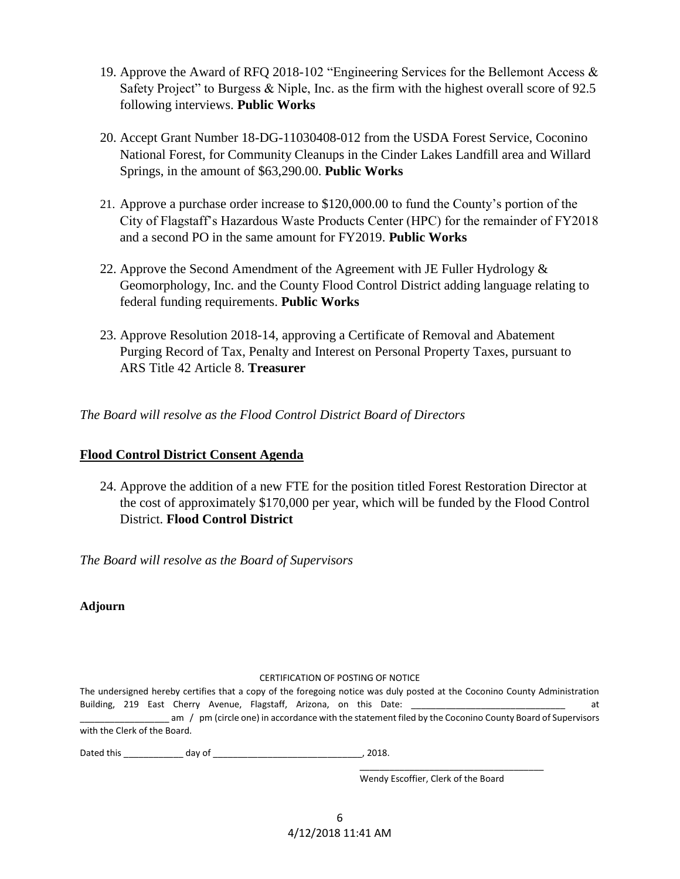19. Approve the Award of RFQ 2018-102 "Engineering Services for the Bellemont Access & Safety Project" to Burgess & Niple, Inc. as the firm with the highest overall score of 92.5 following interviews. **Public Works**

20. Accept Grant Number 18-DG-11030408-012 from the USDA Forest Service, Coconino National Forest, for Community Cleanups in the Cinder Lakes Landfill area and Willard Springs, in the amount of $63,290.00. **Public Works**

21. Approve a purchase order increase to $120,000.00 to fund the County's portion of the City of Flagstaff's Hazardous Waste Products Center (HPC) for the remainder of FY2018 and a second PO in the same amount for FY2019. **Public Works**

22. Approve the Second Amendment of the Agreement with JE Fuller Hydrology & Geomorphology, Inc. and the County Flood Control District adding language relating to federal funding requirements. **Public Works**

23. Approve Resolution 2018-14, approving a Certificate of Removal and Abatement Purging Record of Tax, Penalty and Interest on Personal Property Taxes, pursuant to ARS Title 42 Article 8. **Treasurer**

*The Board will resolve as the Flood Control District Board of Directors*

## Flood Control District Consent Agenda

24. Approve the addition of a new FTE for the position titled Forest Restoration Director at the cost of approximately $170,000 per year, which will be funded by the Flood Control District. **Flood Control District**

*The Board will resolve as the Board of Supervisors*

**Adjourn**

CERTIFICATION OF POSTING OF NOTICE

The undersigned hereby certifies that a copy of the foregoing notice was duly posted at the Coconino County Administration Building, 219 East Cherry Avenue, Flagstaff, Arizona, on this Date: ______________________________ at ________________ am / pm (circle one) in accordance with the statement filed by the Coconino County Board of Supervisors with the Clerk of the Board.

Dated this ___________ day of ____________________________, 2018.

___________________________________
Wendy Escoffier, Clerk of the Board

4/12/2018 11:41 AM